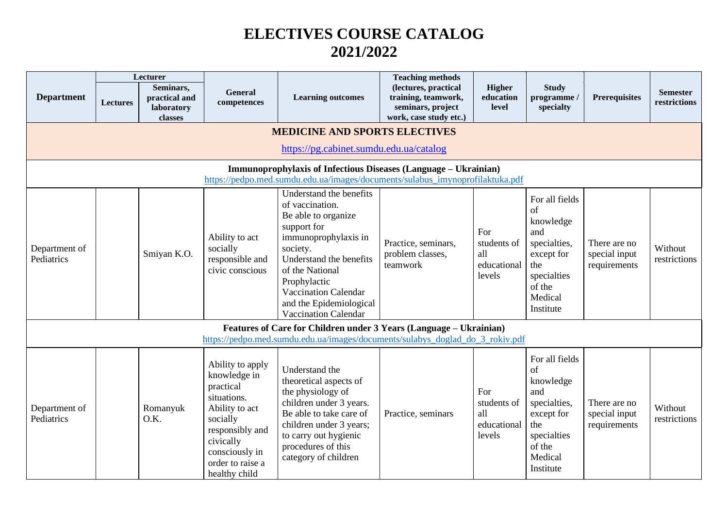# ELECTIVES COURSE CATALOG
# 2021/2022

| Department | Lecturer | | General competences | Learning outcomes | Teaching methods (lectures, practical training, teamwork, seminars, project work, case study etc.) | Higher education level | Study programme / specialty | Prerequisites | Semester restrictions |
|---|---|---|---|---|---|---|---|---|---|
| | Lectures | Seminars, practical and laboratory classes | | | | | | | |
| **MEDICINE AND SPORTS ELECTIVES** https://pg.cabinet.sumdu.edu.ua/catalog | | | | | | | | | |
| **Immunoprophylaxis of Infectious Diseases (Language – Ukrainian)** https://pedpo.med.sumdu.edu.ua/images/documents/sulabus_imynoprofilaktuka.pdf | | | | | | | | | |
| Department of Pediatrics | | Smiyan K.O. | Ability to act socially responsible and civic conscious | Understand the benefits of vaccination. Be able to organize support for immunoprophylaxis in society. Understand the benefits of the National Prophylactic Vaccination Calendar and the Epidemiological Vaccination Calendar | Practice, seminars, problem classes, teamwork | For students of all educational levels | For all fields of knowledge and specialties, except for the specialties of the Medical Institute | There are no special input requirements | Without restrictions |
| **Features of Care for Children under 3 Years (Language – Ukrainian)** https://pedpo.med.sumdu.edu.ua/images/documents/sulabys_doglad_do_3_rokiv.pdf | | | | | | | | | |
| Department of Pediatrics | | Romanyuk O.K. | Ability to apply knowledge in practical situations. Ability to act socially responsibly and civically consciously in order to raise a healthy child | Understand the theoretical aspects of the physiology of children under 3 years. Be able to take care of children under 3 years; to carry out hygienic procedures of this category of children | Practice, seminars | For students of all educational levels | For all fields of knowledge and specialties, except for the specialties of the Medical Institute | There are no special input requirements | Without restrictions |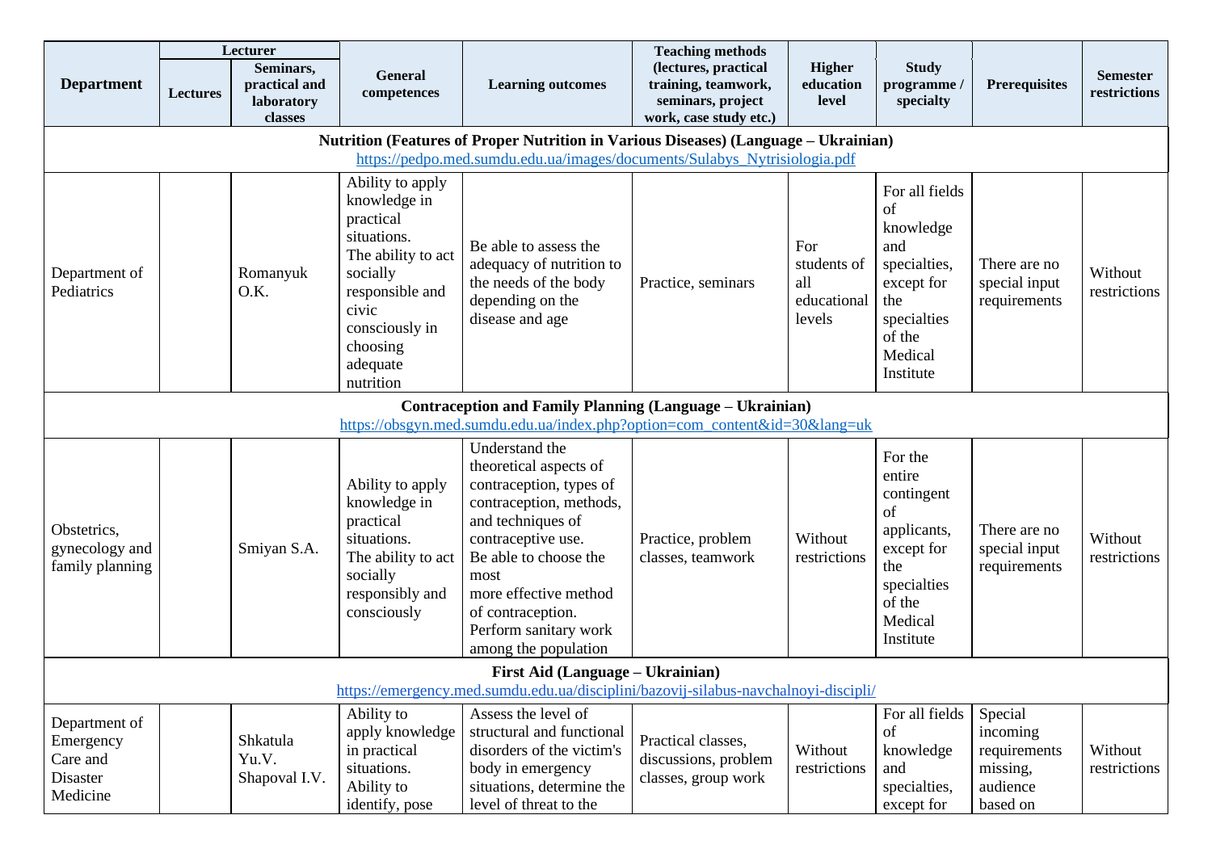| Department | Lecturer | | General competences | Learning outcomes | Teaching methods (lectures, practical training, teamwork, seminars, project work, case study etc.) | Higher education level | Study programme / specialty | Prerequisites | Semester restrictions |
|---|---|---|---|---|---|---|---|---|---|
| | Lectures | Seminars, practical and laboratory classes | | | | | | | |
| **Nutrition (Features of Proper Nutrition in Various Diseases) (Language – Ukrainian)** https://pedpo.med.sumdu.edu.ua/images/documents/Sulabys_Nytrisiologia.pdf | | | | | | | | | |
| Department of Pediatrics | | Romanyuk O.K. | Ability to apply knowledge in practical situations. The ability to act socially responsible and civic consciously in choosing adequate nutrition | Be able to assess the adequacy of nutrition to the needs of the body depending on the disease and age | Practice, seminars | For students of all educational levels | For all fields of knowledge and specialties, except for the specialties of the Medical Institute | There are no special input requirements | Without restrictions |
| **Contraception and Family Planning (Language – Ukrainian)** https://obsgyn.med.sumdu.edu.ua/index.php?option=com_content&id=30&lang=uk | | | | | | | | | |
| Obstetrics, gynecology and family planning | | Smiyan S.A. | Ability to apply knowledge in practical situations. The ability to act socially responsibly and consciously | Understand the theoretical aspects of contraception, types of contraception, methods, and techniques of contraceptive use. Be able to choose the most more effective method of contraception. Perform sanitary work among the population | Practice, problem classes, teamwork | Without restrictions | For the entire contingent of applicants, except for the specialties of the Medical Institute | There are no special input requirements | Without restrictions |
| **First Aid (Language – Ukrainian)** https://emergency.med.sumdu.edu.ua/disciplini/bazovij-silabus-navchalnoyi-discipli/ | | | | | | | | | |
| Department of Emergency Care and Disaster Medicine | | Shkatula Yu.V. Shapoval I.V. | Ability to apply knowledge in practical situations. Ability to identify, pose | Assess the level of structural and functional disorders of the victim's body in emergency situations, determine the level of threat to the | Practical classes, discussions, problem classes, group work | Without restrictions | For all fields of knowledge and specialties, except for | Special incoming requirements missing, audience based on | Without restrictions |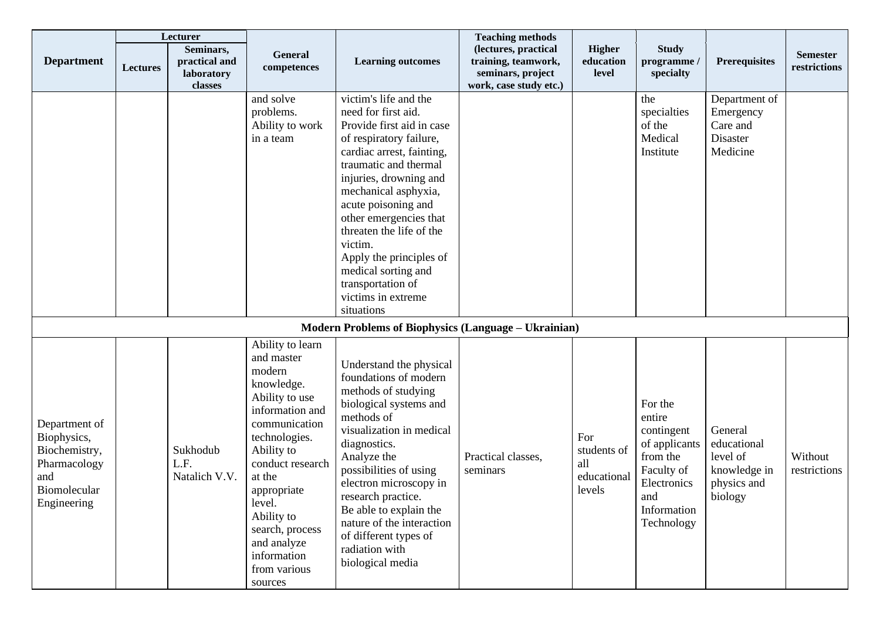| Department | Lecturer | | General competences | Learning outcomes | Teaching methods (lectures, practical training, teamwork, seminars, project work, case study etc.) | Higher education level | Study programme / specialty | Prerequisites | Semester restrictions |
|---|---|---|---|---|---|---|---|---|---|
| | Lectures | Seminars, practical and laboratory classes | | | | | | | |
| | | | and solve problems. Ability to work in a team | victim's life and the need for first aid. Provide first aid in case of respiratory failure, cardiac arrest, fainting, traumatic and thermal injuries, drowning and mechanical asphyxia, acute poisoning and other emergencies that threaten the life of the victim. Apply the principles of medical sorting and transportation of victims in extreme situations | | | the specialties of the Medical Institute | Department of Emergency Care and Disaster Medicine | |
| **Modern Problems of Biophysics (Language – Ukrainian)** | | | | | | | | | |
| Department of Biophysics, Biochemistry, Pharmacology and Biomolecular Engineering | | Sukhodub L.F. Natalich V.V. | Ability to learn and master modern knowledge. Ability to use information and communication technologies. Ability to conduct research at the appropriate level. Ability to search, process and analyze information from various sources | Understand the physical foundations of modern methods of studying biological systems and methods of visualization in medical diagnostics. Analyze the possibilities of using electron microscopy in research practice. Be able to explain the nature of the interaction of different types of radiation with biological media | Practical classes, seminars | For students of all educational levels | For the entire contingent of applicants from the Faculty of Electronics and Information Technology | General educational level of knowledge in physics and biology | Without restrictions |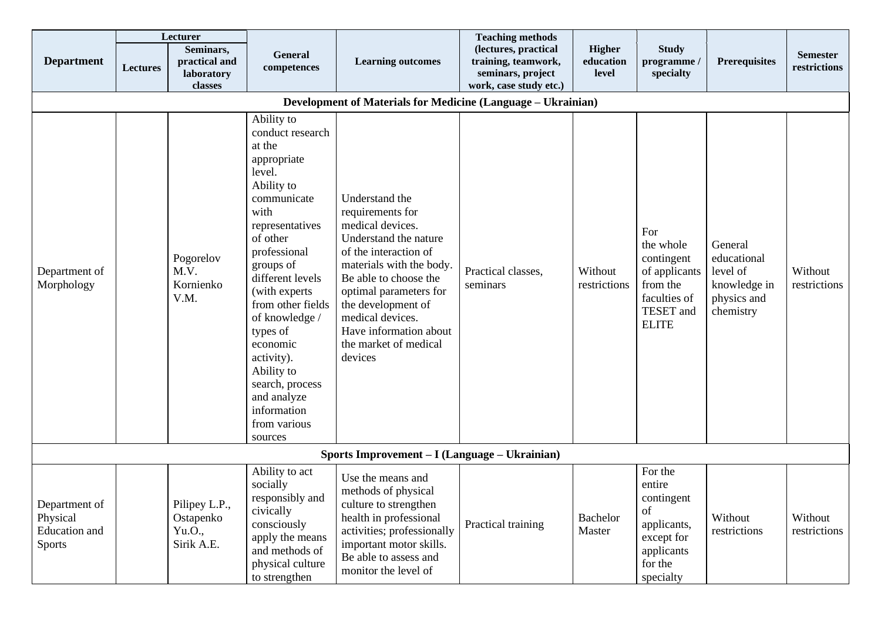| Department | Lecturer | | General competences | Learning outcomes | Teaching methods (lectures, practical training, teamwork, seminars, project work, case study etc.) | Higher education level | Study programme / specialty | Prerequisites | Semester restrictions |
|---|---|---|---|---|---|---|---|---|---|
| | Lectures | Seminars, practical and laboratory classes | | | | | | | |
| **Development of Materials for Medicine (Language – Ukrainian)** | | | | | | | | | |
| Department of Morphology | | Pogorelov M.V. Kornienko V.M. | Ability to conduct research at the appropriate level. Ability to communicate with representatives of other professional groups of different levels (with experts from other fields of knowledge / types of economic activity). Ability to search, process and analyze information from various sources | Understand the requirements for medical devices. Understand the nature of the interaction of materials with the body. Be able to choose the optimal parameters for the development of medical devices. Have information about the market of medical devices | Practical classes, seminars | Without restrictions | For the whole contingent of applicants from the faculties of TESET and ELITE | General educational level of knowledge in physics and chemistry | Without restrictions |
| **Sports Improvement – I (Language – Ukrainian)** | | | | | | | | | |
| Department of Physical Education and Sports | | Pilipey L.P., Ostapenko Yu.O., Sirik A.E. | Ability to act socially responsibly and civically consciously apply the means and methods of physical culture to strengthen | Use the means and methods of physical culture to strengthen health in professional activities; professionally important motor skills. Be able to assess and monitor the level of | Practical training | Bachelor Master | For the entire contingent of applicants, except for applicants for the specialty | Without restrictions | Without restrictions |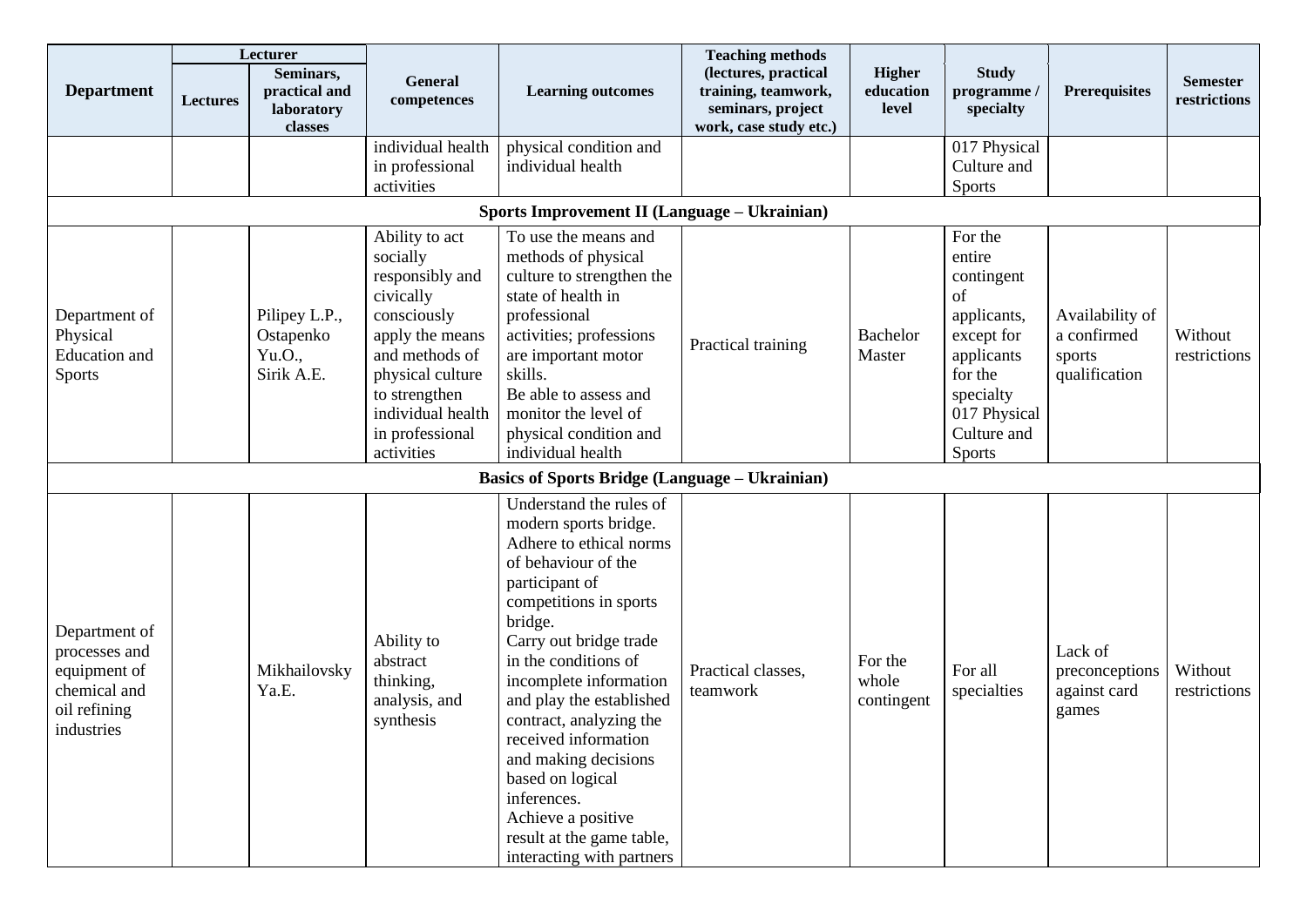| Department | Lecturer | | General competences | Learning outcomes | Teaching methods (lectures, practical training, teamwork, seminars, project work, case study etc.) | Higher education level | Study programme / specialty | Prerequisites | Semester restrictions |
|---|---|---|---|---|---|---|---|---|---|
| | Lectures | Seminars, practical and laboratory classes | | | | | | | |
| | | | individual health in professional activities | physical condition and individual health | | | 017 Physical Culture and Sports | | |
| **Sports Improvement II (Language – Ukrainian)** | | | | | | | | | |
| Department of Physical Education and Sports | | Pilipey L.P., Ostapenko Yu.O., Sirik A.E. | Ability to act socially responsibly and civically consciously apply the means and methods of physical culture to strengthen individual health in professional activities | To use the means and methods of physical culture to strengthen the state of health in professional activities; professions are important motor skills. Be able to assess and monitor the level of physical condition and individual health | Practical training | Bachelor Master | For the entire contingent of applicants, except for applicants for the specialty 017 Physical Culture and Sports | Availability of a confirmed sports qualification | Without restrictions |
| **Basics of Sports Bridge (Language – Ukrainian)** | | | | | | | | | |
| Department of processes and equipment of chemical and oil refining industries | | Mikhailovsky Ya.E. | Ability to abstract thinking, analysis, and synthesis | Understand the rules of modern sports bridge. Adhere to ethical norms of behaviour of the participant of competitions in sports bridge. Carry out bridge trade in the conditions of incomplete information and play the established contract, analyzing the received information and making decisions based on logical inferences. Achieve a positive result at the game table, interacting with partners | Practical classes, teamwork | For the whole contingent | For all specialties | Lack of preconceptions against card games | Without restrictions |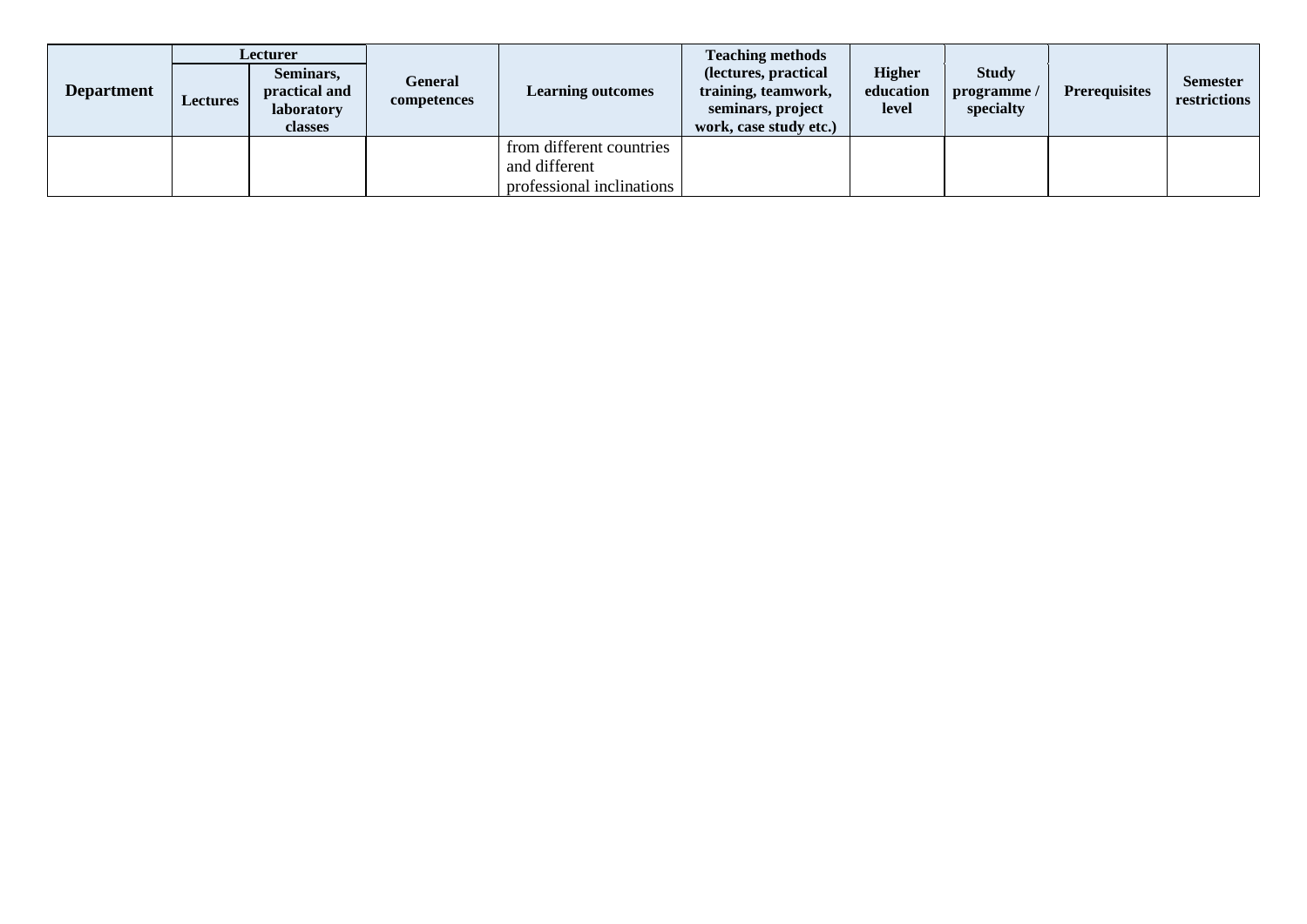| Department | Lecturer | | General competences | Learning outcomes | Teaching methods (lectures, practical training, teamwork, seminars, project work, case study etc.) | Higher education level | Study programme / specialty | Prerequisites | Semester restrictions |
|---|---|---|---|---|---|---|---|---|---|
| | Lectures | Seminars, practical and laboratory classes | | | | | | | |
| | | | | from different countries and different professional inclinations | | | | | |